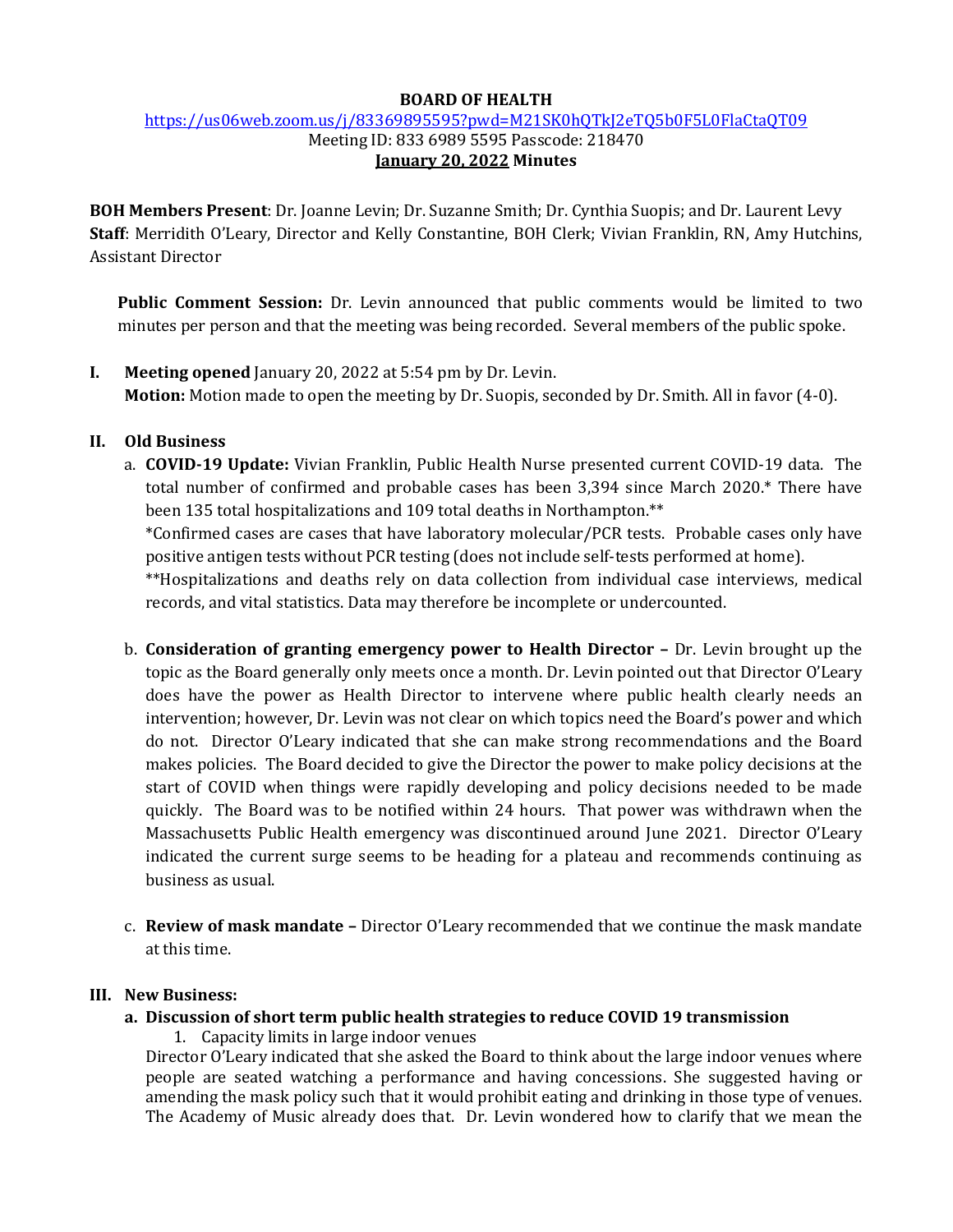**BOARD OF HEALTH**

https://us06web.zoom.us/j/83369895595?pwd=M21SK0hQTkJ2eTQ5b0F5L0FlaCtaQT09

Meeting ID: 833 6989 5595 Passcode: 218470

**January 20, 2022 Minutes**

**BOH Members Present**: Dr. Joanne Levin; Dr. Suzanne Smith; Dr. Cynthia Suopis; and Dr. Laurent Levy
**Staff**: Merridith O'Leary, Director and Kelly Constantine, BOH Clerk; Vivian Franklin, RN, Amy Hutchins, Assistant Director

**Public Comment Session:** Dr. Levin announced that public comments would be limited to two minutes per person and that the meeting was being recorded. Several members of the public spoke.

**I. Meeting opened** January 20, 2022 at 5:54 pm by Dr. Levin.
**Motion:** Motion made to open the meeting by Dr. Suopis, seconded by Dr. Smith. All in favor (4-0).

**II. Old Business**

a. **COVID-19 Update:** Vivian Franklin, Public Health Nurse presented current COVID-19 data. The total number of confirmed and probable cases has been 3,394 since March 2020.* There have been 135 total hospitalizations and 109 total deaths in Northampton.**
*Confirmed cases are cases that have laboratory molecular/PCR tests. Probable cases only have positive antigen tests without PCR testing (does not include self-tests performed at home).
**Hospitalizations and deaths rely on data collection from individual case interviews, medical records, and vital statistics. Data may therefore be incomplete or undercounted.

b. **Consideration of granting emergency power to Health Director –** Dr. Levin brought up the topic as the Board generally only meets once a month. Dr. Levin pointed out that Director O'Leary does have the power as Health Director to intervene where public health clearly needs an intervention; however, Dr. Levin was not clear on which topics need the Board's power and which do not. Director O'Leary indicated that she can make strong recommendations and the Board makes policies. The Board decided to give the Director the power to make policy decisions at the start of COVID when things were rapidly developing and policy decisions needed to be made quickly. The Board was to be notified within 24 hours. That power was withdrawn when the Massachusetts Public Health emergency was discontinued around June 2021. Director O'Leary indicated the current surge seems to be heading for a plateau and recommends continuing as business as usual.

c. **Review of mask mandate –** Director O'Leary recommended that we continue the mask mandate at this time.

**III. New Business:**

**a. Discussion of short term public health strategies to reduce COVID 19 transmission**

1. Capacity limits in large indoor venues

Director O'Leary indicated that she asked the Board to think about the large indoor venues where people are seated watching a performance and having concessions. She suggested having or amending the mask policy such that it would prohibit eating and drinking in those type of venues. The Academy of Music already does that. Dr. Levin wondered how to clarify that we mean the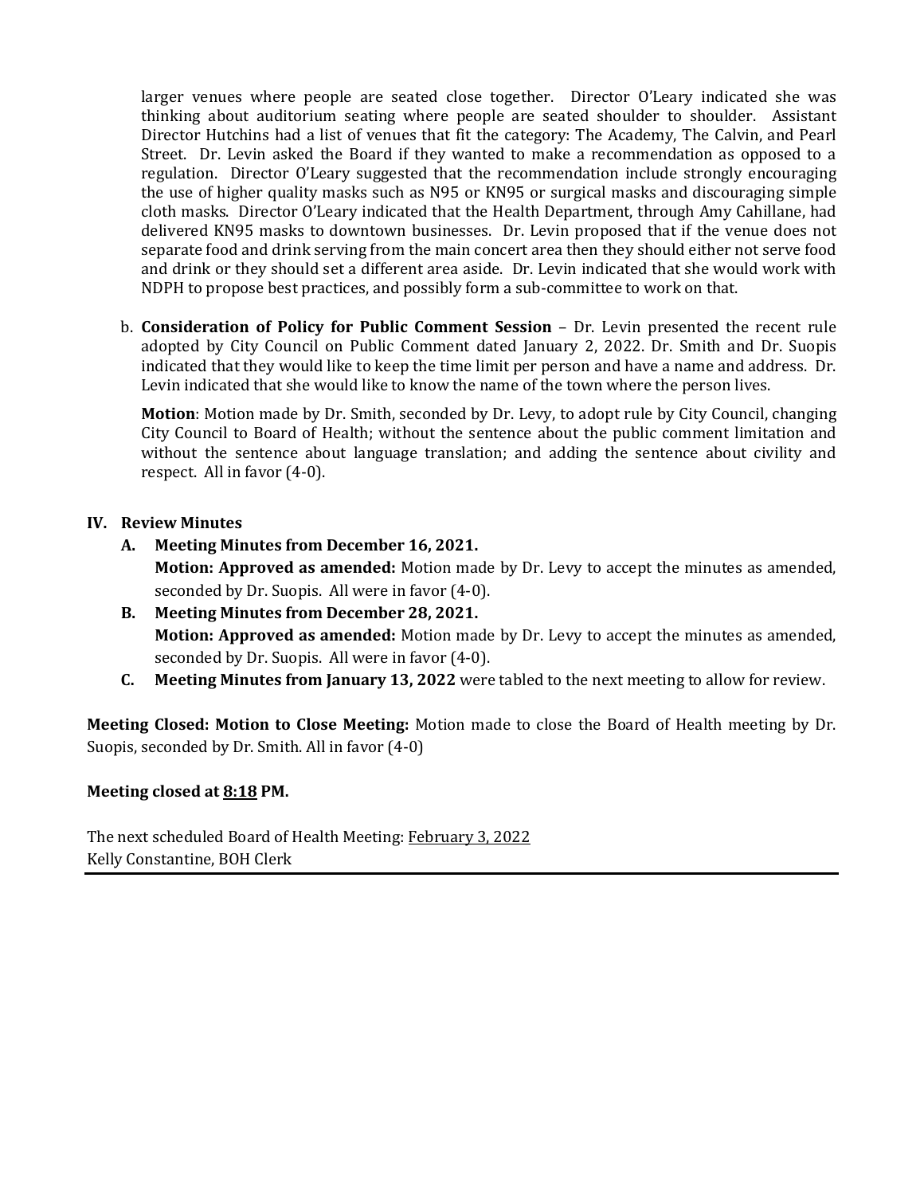larger venues where people are seated close together. Director O'Leary indicated she was thinking about auditorium seating where people are seated shoulder to shoulder. Assistant Director Hutchins had a list of venues that fit the category: The Academy, The Calvin, and Pearl Street. Dr. Levin asked the Board if they wanted to make a recommendation as opposed to a regulation. Director O'Leary suggested that the recommendation include strongly encouraging the use of higher quality masks such as N95 or KN95 or surgical masks and discouraging simple cloth masks. Director O'Leary indicated that the Health Department, through Amy Cahillane, had delivered KN95 masks to downtown businesses. Dr. Levin proposed that if the venue does not separate food and drink serving from the main concert area then they should either not serve food and drink or they should set a different area aside. Dr. Levin indicated that she would work with NDPH to propose best practices, and possibly form a sub-committee to work on that.

b. **Consideration of Policy for Public Comment Session** – Dr. Levin presented the recent rule adopted by City Council on Public Comment dated January 2, 2022. Dr. Smith and Dr. Suopis indicated that they would like to keep the time limit per person and have a name and address. Dr. Levin indicated that she would like to know the name of the town where the person lives.

   **Motion**: Motion made by Dr. Smith, seconded by Dr. Levy, to adopt rule by City Council, changing City Council to Board of Health; without the sentence about the public comment limitation and without the sentence about language translation; and adding the sentence about civility and respect. All in favor (4-0).

## IV. Review Minutes

**A. Meeting Minutes from December 16, 2021.**
**Motion: Approved as amended:** Motion made by Dr. Levy to accept the minutes as amended, seconded by Dr. Suopis. All were in favor (4-0).

**B. Meeting Minutes from December 28, 2021.**
**Motion: Approved as amended:** Motion made by Dr. Levy to accept the minutes as amended, seconded by Dr. Suopis. All were in favor (4-0).

**C. Meeting Minutes from January 13, 2022** were tabled to the next meeting to allow for review.

**Meeting Closed: Motion to Close Meeting:** Motion made to close the Board of Health meeting by Dr. Suopis, seconded by Dr. Smith. All in favor (4-0)

**Meeting closed at 8:18 PM.**

The next scheduled Board of Health Meeting: February 3, 2022
Kelly Constantine, BOH Clerk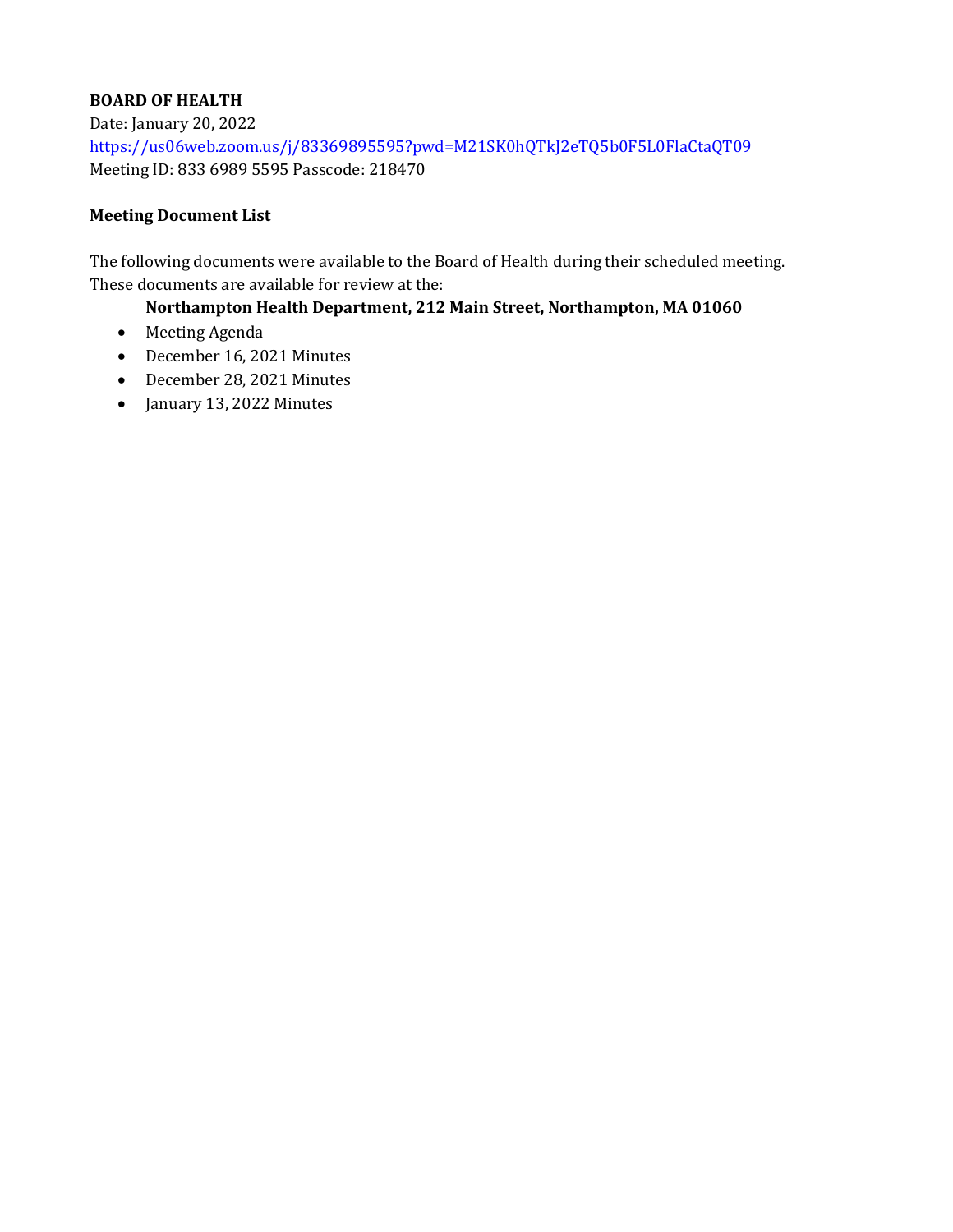**BOARD OF HEALTH**

Date: January 20, 2022

https://us06web.zoom.us/j/83369895595?pwd=M21SK0hQTkJ2eTQ5b0F5L0FlaCtaQT09

Meeting ID: 833 6989 5595 Passcode: 218470

**Meeting Document List**

The following documents were available to the Board of Health during their scheduled meeting. These documents are available for review at the:

**Northampton Health Department, 212 Main Street, Northampton, MA 01060**

- Meeting Agenda
- December 16, 2021 Minutes
- December 28, 2021 Minutes
- January 13, 2022 Minutes